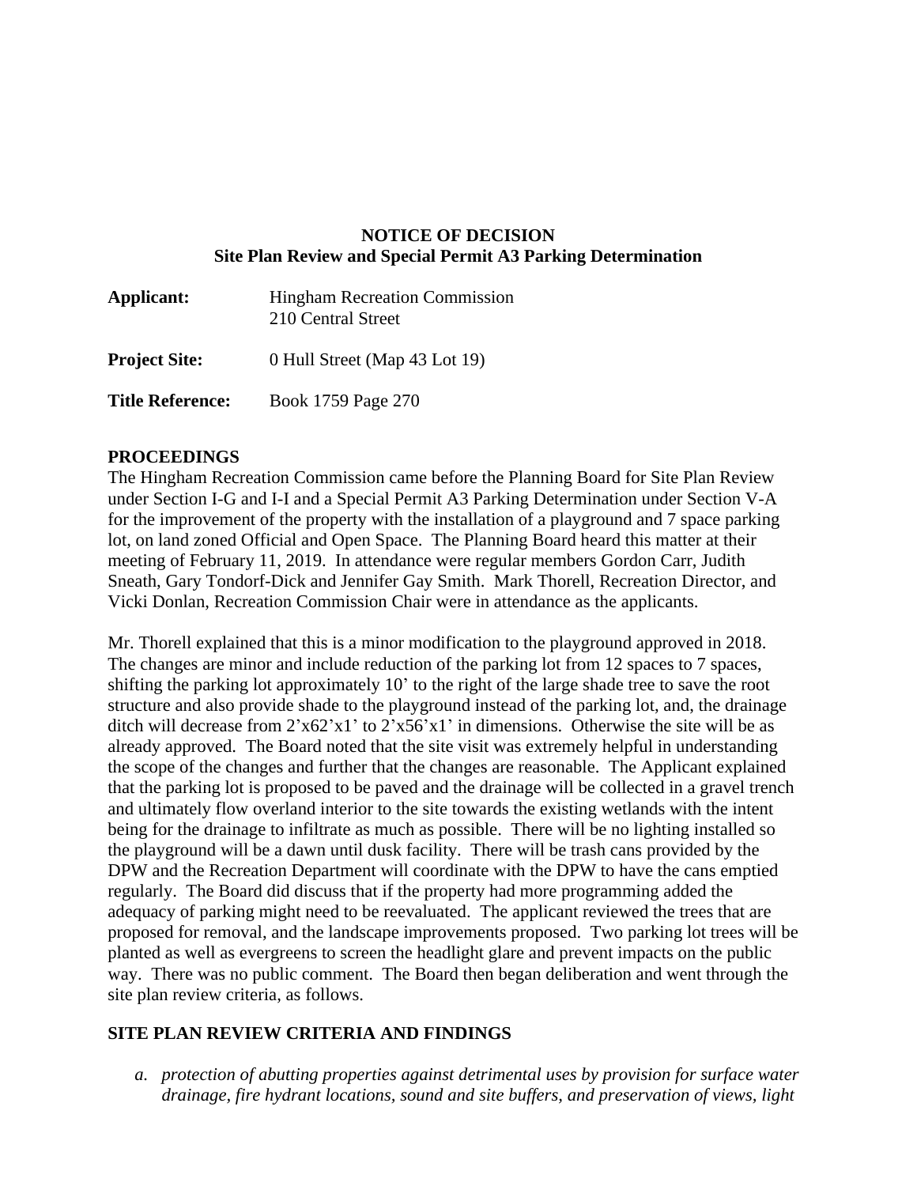**NOTICE OF DECISION**
**Site Plan Review and Special Permit A3 Parking Determination**

**Applicant:** Hingham Recreation Commission
210 Central Street

**Project Site:** 0 Hull Street (Map 43 Lot 19)

**Title Reference:** Book 1759 Page 270

## PROCEEDINGS

The Hingham Recreation Commission came before the Planning Board for Site Plan Review under Section I-G and I-I and a Special Permit A3 Parking Determination under Section V-A for the improvement of the property with the installation of a playground and 7 space parking lot, on land zoned Official and Open Space. The Planning Board heard this matter at their meeting of February 11, 2019. In attendance were regular members Gordon Carr, Judith Sneath, Gary Tondorf-Dick and Jennifer Gay Smith. Mark Thorell, Recreation Director, and Vicki Donlan, Recreation Commission Chair were in attendance as the applicants.

Mr. Thorell explained that this is a minor modification to the playground approved in 2018. The changes are minor and include reduction of the parking lot from 12 spaces to 7 spaces, shifting the parking lot approximately 10' to the right of the large shade tree to save the root structure and also provide shade to the playground instead of the parking lot, and, the drainage ditch will decrease from 2'x62'x1' to 2'x56'x1' in dimensions. Otherwise the site will be as already approved. The Board noted that the site visit was extremely helpful in understanding the scope of the changes and further that the changes are reasonable. The Applicant explained that the parking lot is proposed to be paved and the drainage will be collected in a gravel trench and ultimately flow overland interior to the site towards the existing wetlands with the intent being for the drainage to infiltrate as much as possible. There will be no lighting installed so the playground will be a dawn until dusk facility. There will be trash cans provided by the DPW and the Recreation Department will coordinate with the DPW to have the cans emptied regularly. The Board did discuss that if the property had more programming added the adequacy of parking might need to be reevaluated. The applicant reviewed the trees that are proposed for removal, and the landscape improvements proposed. Two parking lot trees will be planted as well as evergreens to screen the headlight glare and prevent impacts on the public way. There was no public comment. The Board then began deliberation and went through the site plan review criteria, as follows.

## SITE PLAN REVIEW CRITERIA AND FINDINGS

a. *protection of abutting properties against detrimental uses by provision for surface water drainage, fire hydrant locations, sound and site buffers, and preservation of views, light*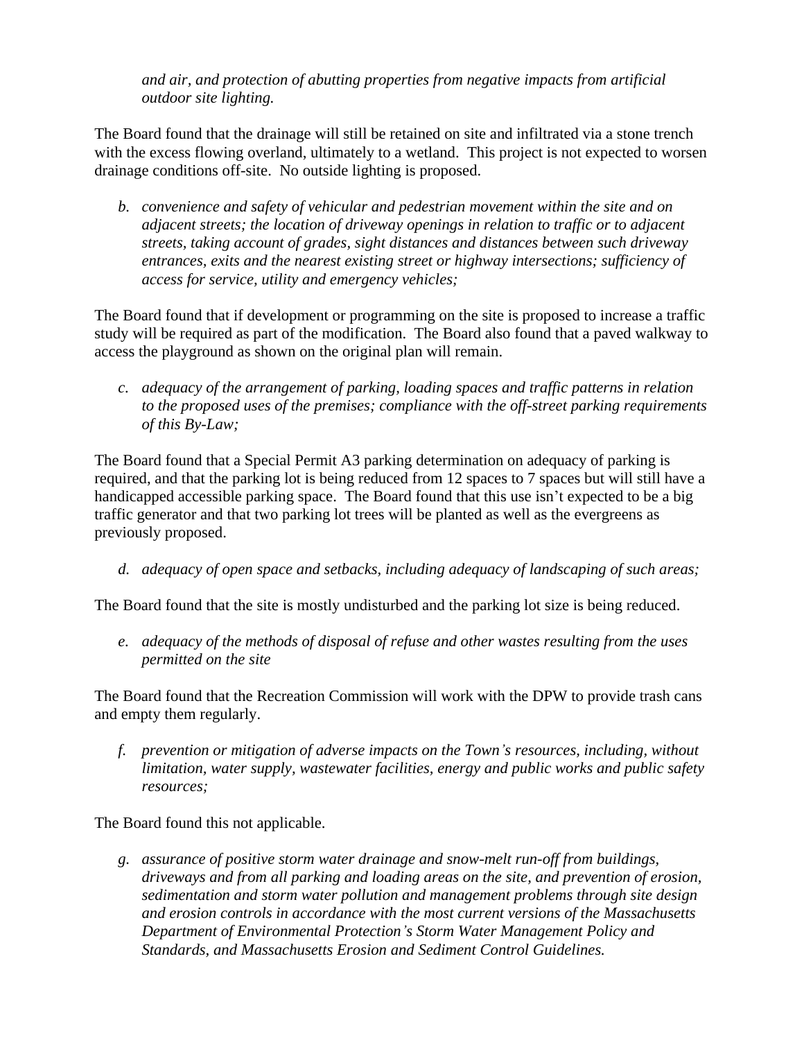*and air, and protection of abutting properties from negative impacts from artificial outdoor site lighting.*

The Board found that the drainage will still be retained on site and infiltrated via a stone trench with the excess flowing overland, ultimately to a wetland. This project is not expected to worsen drainage conditions off-site. No outside lighting is proposed.

*b. convenience and safety of vehicular and pedestrian movement within the site and on adjacent streets; the location of driveway openings in relation to traffic or to adjacent streets, taking account of grades, sight distances and distances between such driveway entrances, exits and the nearest existing street or highway intersections; sufficiency of access for service, utility and emergency vehicles;*

The Board found that if development or programming on the site is proposed to increase a traffic study will be required as part of the modification. The Board also found that a paved walkway to access the playground as shown on the original plan will remain.

*c. adequacy of the arrangement of parking, loading spaces and traffic patterns in relation to the proposed uses of the premises; compliance with the off-street parking requirements of this By-Law;*

The Board found that a Special Permit A3 parking determination on adequacy of parking is required, and that the parking lot is being reduced from 12 spaces to 7 spaces but will still have a handicapped accessible parking space. The Board found that this use isn't expected to be a big traffic generator and that two parking lot trees will be planted as well as the evergreens as previously proposed.

*d. adequacy of open space and setbacks, including adequacy of landscaping of such areas;*

The Board found that the site is mostly undisturbed and the parking lot size is being reduced.

*e. adequacy of the methods of disposal of refuse and other wastes resulting from the uses permitted on the site*

The Board found that the Recreation Commission will work with the DPW to provide trash cans and empty them regularly.

*f. prevention or mitigation of adverse impacts on the Town's resources, including, without limitation, water supply, wastewater facilities, energy and public works and public safety resources;*

The Board found this not applicable.

*g. assurance of positive storm water drainage and snow-melt run-off from buildings, driveways and from all parking and loading areas on the site, and prevention of erosion, sedimentation and storm water pollution and management problems through site design and erosion controls in accordance with the most current versions of the Massachusetts Department of Environmental Protection's Storm Water Management Policy and Standards, and Massachusetts Erosion and Sediment Control Guidelines.*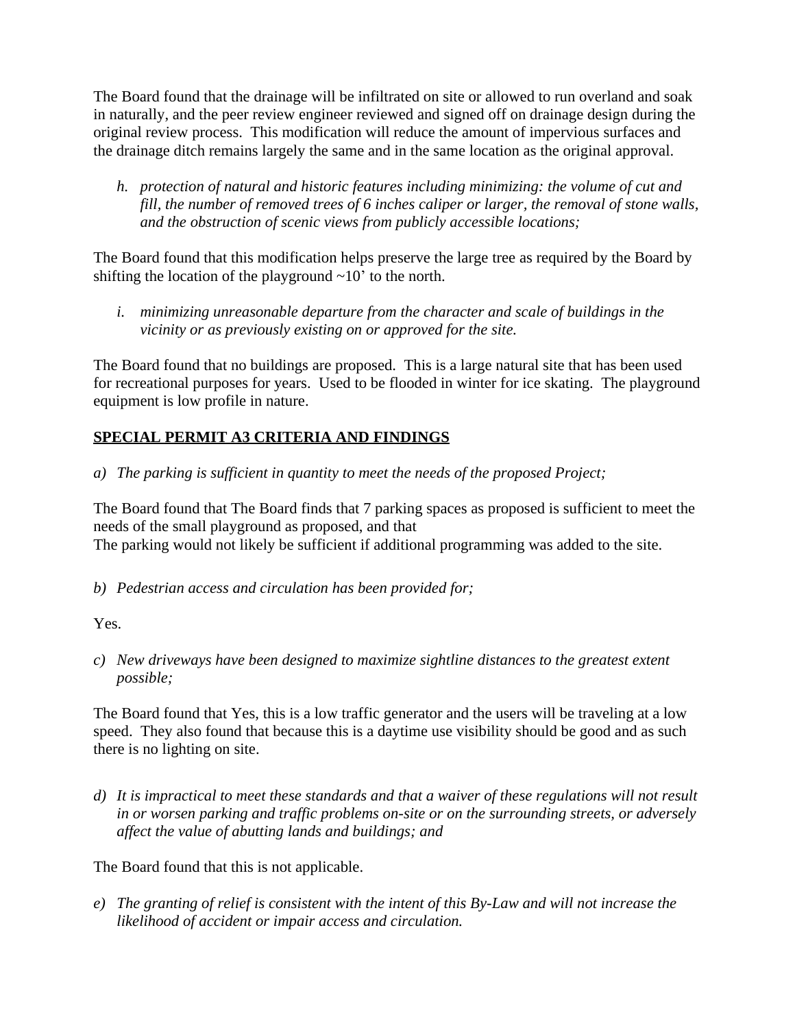The Board found that the drainage will be infiltrated on site or allowed to run overland and soak in naturally, and the peer review engineer reviewed and signed off on drainage design during the original review process. This modification will reduce the amount of impervious surfaces and the drainage ditch remains largely the same and in the same location as the original approval.

h. *protection of natural and historic features including minimizing: the volume of cut and fill, the number of removed trees of 6 inches caliper or larger, the removal of stone walls, and the obstruction of scenic views from publicly accessible locations;*

The Board found that this modification helps preserve the large tree as required by the Board by shifting the location of the playground ~10' to the north.

i. *minimizing unreasonable departure from the character and scale of buildings in the vicinity or as previously existing on or approved for the site.*

The Board found that no buildings are proposed. This is a large natural site that has been used for recreational purposes for years. Used to be flooded in winter for ice skating. The playground equipment is low profile in nature.

## SPECIAL PERMIT A3 CRITERIA AND FINDINGS

a) *The parking is sufficient in quantity to meet the needs of the proposed Project;*

The Board found that The Board finds that 7 parking spaces as proposed is sufficient to meet the needs of the small playground as proposed, and that
The parking would not likely be sufficient if additional programming was added to the site.

b) *Pedestrian access and circulation has been provided for;*

Yes.

c) *New driveways have been designed to maximize sightline distances to the greatest extent possible;*

The Board found that Yes, this is a low traffic generator and the users will be traveling at a low speed. They also found that because this is a daytime use visibility should be good and as such there is no lighting on site.

d) *It is impractical to meet these standards and that a waiver of these regulations will not result in or worsen parking and traffic problems on-site or on the surrounding streets, or adversely affect the value of abutting lands and buildings; and*

The Board found that this is not applicable.

e) *The granting of relief is consistent with the intent of this By-Law and will not increase the likelihood of accident or impair access and circulation.*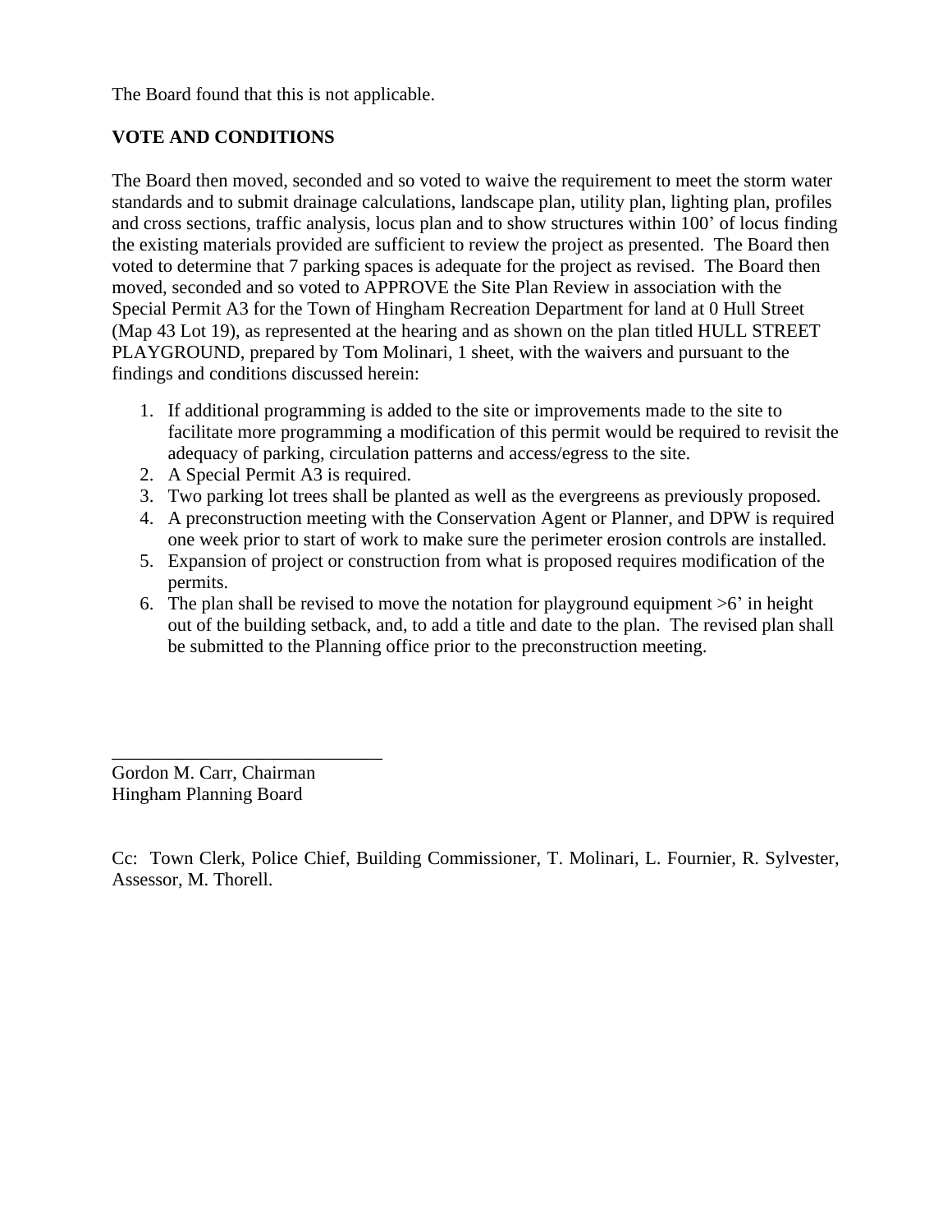The Board found that this is not applicable.

**VOTE AND CONDITIONS**

The Board then moved, seconded and so voted to waive the requirement to meet the storm water standards and to submit drainage calculations, landscape plan, utility plan, lighting plan, profiles and cross sections, traffic analysis, locus plan and to show structures within 100' of locus finding the existing materials provided are sufficient to review the project as presented. The Board then voted to determine that 7 parking spaces is adequate for the project as revised. The Board then moved, seconded and so voted to APPROVE the Site Plan Review in association with the Special Permit A3 for the Town of Hingham Recreation Department for land at 0 Hull Street (Map 43 Lot 19), as represented at the hearing and as shown on the plan titled HULL STREET PLAYGROUND, prepared by Tom Molinari, 1 sheet, with the waivers and pursuant to the findings and conditions discussed herein:

1. If additional programming is added to the site or improvements made to the site to facilitate more programming a modification of this permit would be required to revisit the adequacy of parking, circulation patterns and access/egress to the site.
2. A Special Permit A3 is required.
3. Two parking lot trees shall be planted as well as the evergreens as previously proposed.
4. A preconstruction meeting with the Conservation Agent or Planner, and DPW is required one week prior to start of work to make sure the perimeter erosion controls are installed.
5. Expansion of project or construction from what is proposed requires modification of the permits.
6. The plan shall be revised to move the notation for playground equipment >6' in height out of the building setback, and, to add a title and date to the plan. The revised plan shall be submitted to the Planning office prior to the preconstruction meeting.

\_\_\_\_\_\_\_\_\_\_\_\_\_\_\_\_\_\_\_\_\_\_\_\_\_\_\_\_\_\_
Gordon M. Carr, Chairman
Hingham Planning Board

Cc: Town Clerk, Police Chief, Building Commissioner, T. Molinari, L. Fournier, R. Sylvester, Assessor, M. Thorell.